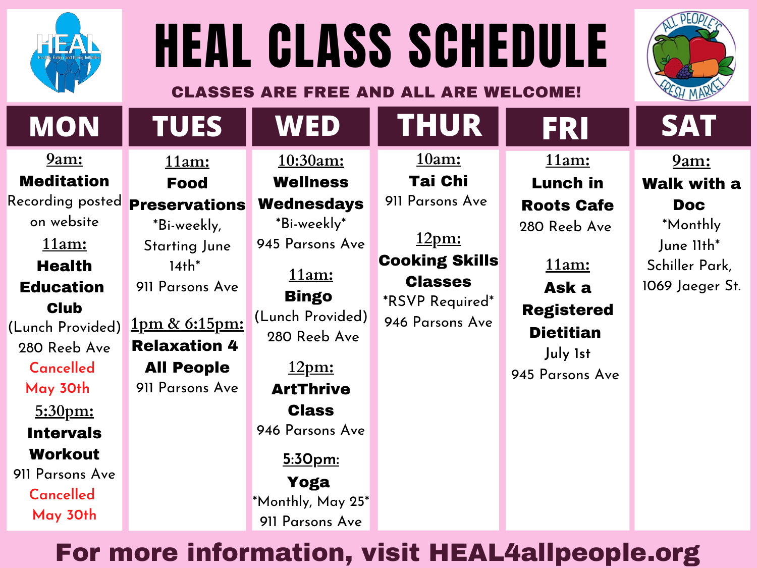# HEAL CLASS SCHEDULE

**CLASSES ARE FREE AND ALL ARE WELCOME!**

## MON

**9am:**
**Meditation**
Recording posted on website

**11am:**
**Health Education Club**
(Lunch Provided)
280 Reeb Ave
Cancelled May 30th

**5:30pm:**
**Intervals Workout**
911 Parsons Ave
Cancelled May 30th

## TUES

**11am:**
**Food Preservations**
*Bi-weekly, Starting June 14th*
911 Parsons Ave

**1pm & 6:15pm:**
**Relaxation 4 All People**
911 Parsons Ave

## WED

**10:30am:**
**Wellness Wednesdays**
*Bi-weekly*
945 Parsons Ave

**11am:**
**Bingo**
(Lunch Provided)
280 Reeb Ave

**12pm:**
**ArtThrive Class**
946 Parsons Ave

**5:30pm:**
**Yoga**
*Monthly, May 25*
911 Parsons Ave

## THUR

**10am:**
**Tai Chi**
911 Parsons Ave

**12pm:**
**Cooking Skills Classes**
*RSVP Required*
946 Parsons Ave

## FRI

**11am:**
**Lunch in Roots Cafe**
280 Reeb Ave

**11am:**
**Ask a Registered Dietitian**
July 1st
945 Parsons Ave

## SAT

**9am:**
**Walk with a Doc**
*Monthly June 11th*
Schiller Park, 1069 Jaeger St.

**For more information, visit HEAL4allpeople.org**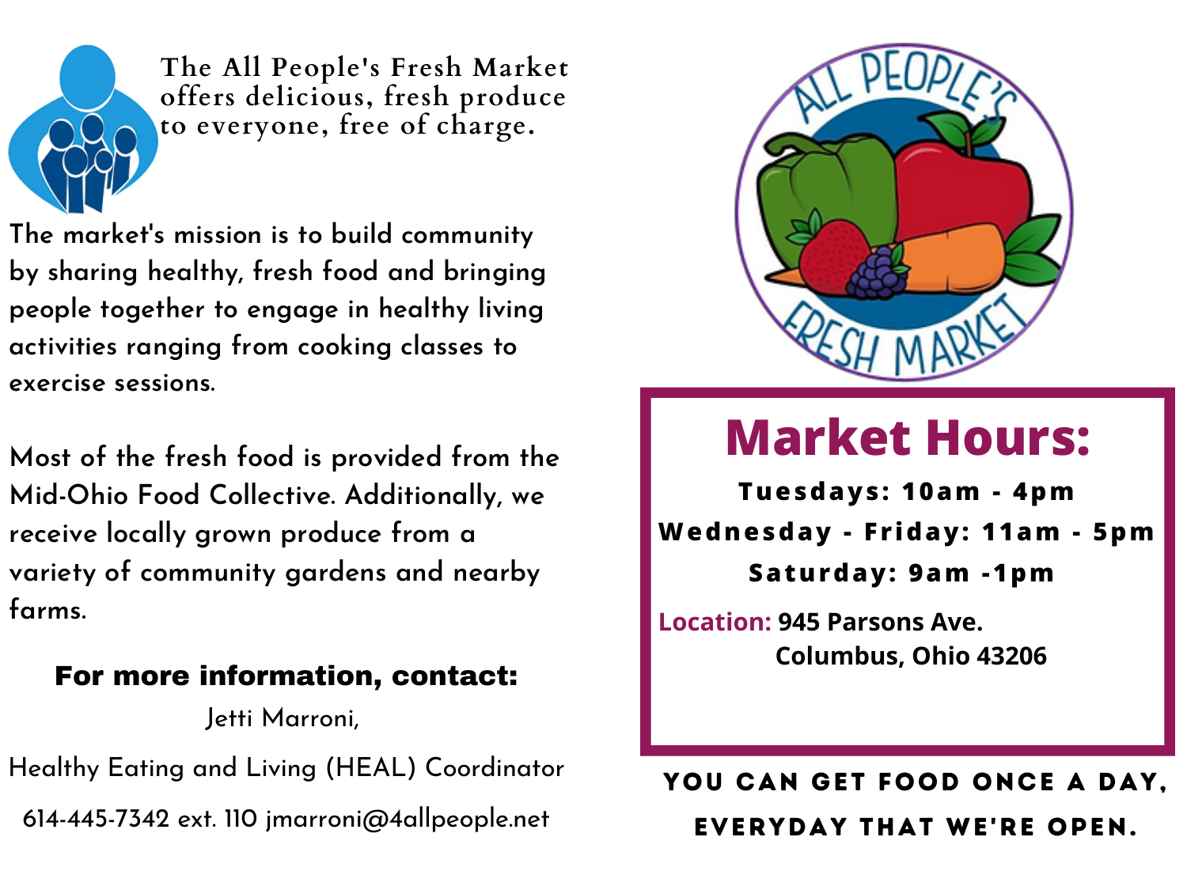The All People's Fresh Market offers delicious, fresh produce to everyone, free of charge.

The market's mission is to build community by sharing healthy, fresh food and bringing people together to engage in healthy living activities ranging from cooking classes to exercise sessions.

Most of the fresh food is provided from the Mid-Ohio Food Collective. Additionally, we receive locally grown produce from a variety of community gardens and nearby farms.

**For more information, contact:**

Jetti Marroni,

Healthy Eating and Living (HEAL) Coordinator

614-445-7342 ext. 110 jmarroni@4allpeople.net

ALL PEOPLE'S FRESH MARKET

# Market Hours:

**Tuesdays: 10am - 4pm**

**Wednesday - Friday: 11am - 5pm**

**Saturday: 9am -1pm**

**Location:** 945 Parsons Ave.
Columbus, Ohio 43206

**YOU CAN GET FOOD ONCE A DAY, EVERYDAY THAT WE'RE OPEN.**